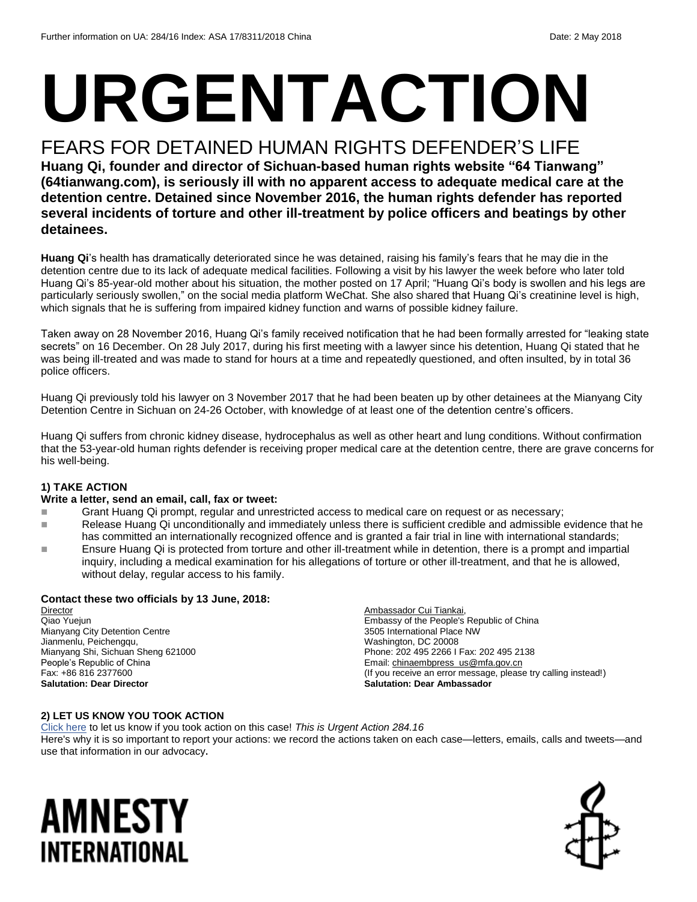Further information on UA: 284/16 Index: ASA 17/8311/2018 China Date: 2 May 2018

# URGENTACTION

## FEARS FOR DETAINED HUMAN RIGHTS DEFENDER'S LIFE

**Huang Qi, founder and director of Sichuan-based human rights website "64 Tianwang" (64tianwang.com), is seriously ill with no apparent access to adequate medical care at the detention centre. Detained since November 2016, the human rights defender has reported several incidents of torture and other ill-treatment by police officers and beatings by other detainees.**

**Huang Qi**'s health has dramatically deteriorated since he was detained, raising his family's fears that he may die in the detention centre due to its lack of adequate medical facilities. Following a visit by his lawyer the week before who later told Huang Qi's 85-year-old mother about his situation, the mother posted on 17 April; "Huang Qi's body is swollen and his legs are particularly seriously swollen," on the social media platform WeChat. She also shared that Huang Qi's creatinine level is high, which signals that he is suffering from impaired kidney function and warns of possible kidney failure.

Taken away on 28 November 2016, Huang Qi's family received notification that he had been formally arrested for "leaking state secrets" on 16 December. On 28 July 2017, during his first meeting with a lawyer since his detention, Huang Qi stated that he was being ill-treated and was made to stand for hours at a time and repeatedly questioned, and often insulted, by in total 36 police officers.

Huang Qi previously told his lawyer on 3 November 2017 that he had been beaten up by other detainees at the Mianyang City Detention Centre in Sichuan on 24-26 October, with knowledge of at least one of the detention centre's officers.

Huang Qi suffers from chronic kidney disease, hydrocephalus as well as other heart and lung conditions. Without confirmation that the 53-year-old human rights defender is receiving proper medical care at the detention centre, there are grave concerns for his well-being.

### 1) TAKE ACTION

**Write a letter, send an email, call, fax or tweet:**

- Grant Huang Qi prompt, regular and unrestricted access to medical care on request or as necessary;
- Release Huang Qi unconditionally and immediately unless there is sufficient credible and admissible evidence that he has committed an internationally recognized offence and is granted a fair trial in line with international standards;
- Ensure Huang Qi is protected from torture and other ill-treatment while in detention, there is a prompt and impartial inquiry, including a medical examination for his allegations of torture or other ill-treatment, and that he is allowed, without delay, regular access to his family.

**Contact these two officials by 13 June, 2018:**

Director
Qiao Yuejun
Mianyang City Detention Centre
Jianmenlu, Peichengqu,
Mianyang Shi, Sichuan Sheng 621000
People's Republic of China
Fax: +86 816 2377600
**Salutation: Dear Director**

Ambassador Cui Tiankai,
Embassy of the People's Republic of China
3505 International Place NW
Washington, DC 20008
Phone: 202 495 2266 I Fax: 202 495 2138
Email: chinaembpress_us@mfa.gov.cn
(If you receive an error message, please try calling instead!)
**Salutation: Dear Ambassador**

### 2) LET US KNOW YOU TOOK ACTION

Click here to let us know if you took action on this case! *This is Urgent Action 284.16*
Here's why it is so important to report your actions: we record the actions taken on each case—letters, emails, calls and tweets—and use that information in our advocacy.

AMNESTY INTERNATIONAL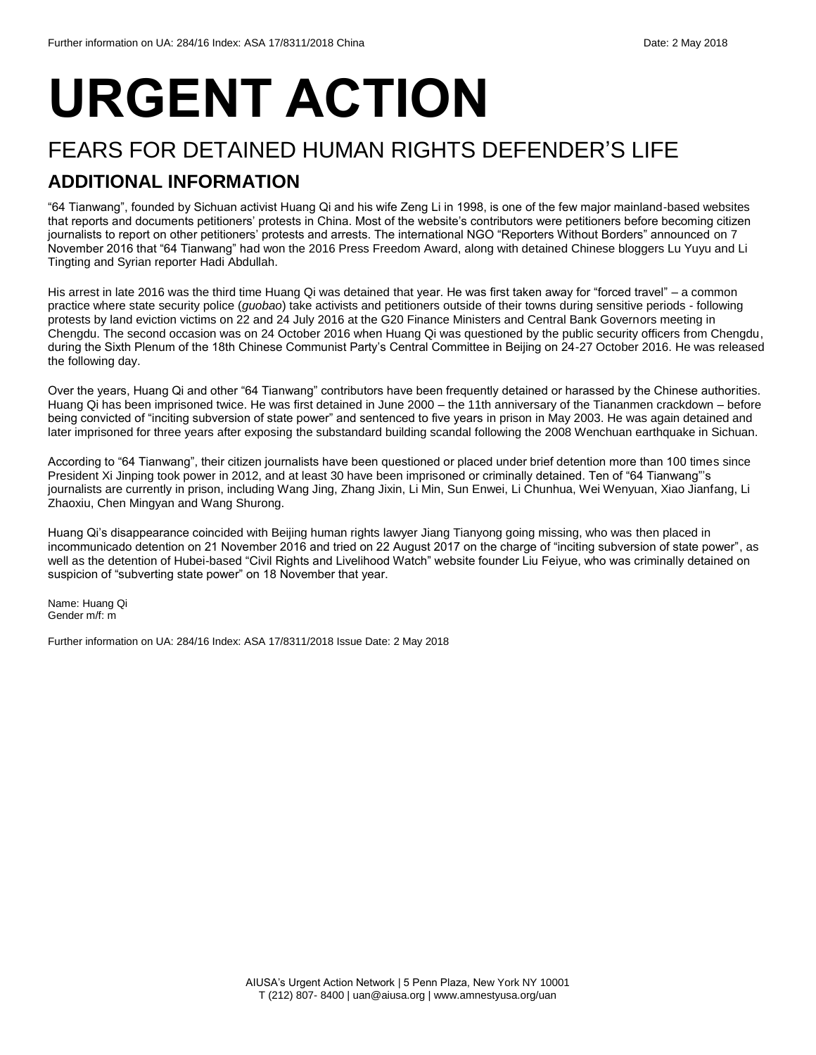# URGENT ACTION

## FEARS FOR DETAINED HUMAN RIGHTS DEFENDER'S LIFE

### ADDITIONAL INFORMATION

"64 Tianwang", founded by Sichuan activist Huang Qi and his wife Zeng Li in 1998, is one of the few major mainland-based websites that reports and documents petitioners' protests in China. Most of the website's contributors were petitioners before becoming citizen journalists to report on other petitioners' protests and arrests. The international NGO "Reporters Without Borders" announced on 7 November 2016 that "64 Tianwang" had won the 2016 Press Freedom Award, along with detained Chinese bloggers Lu Yuyu and Li Tingting and Syrian reporter Hadi Abdullah.

His arrest in late 2016 was the third time Huang Qi was detained that year. He was first taken away for "forced travel" – a common practice where state security police (*guobao*) take activists and petitioners outside of their towns during sensitive periods - following protests by land eviction victims on 22 and 24 July 2016 at the G20 Finance Ministers and Central Bank Governors meeting in Chengdu. The second occasion was on 24 October 2016 when Huang Qi was questioned by the public security officers from Chengdu, during the Sixth Plenum of the 18th Chinese Communist Party's Central Committee in Beijing on 24-27 October 2016. He was released the following day.

Over the years, Huang Qi and other "64 Tianwang" contributors have been frequently detained or harassed by the Chinese authorities. Huang Qi has been imprisoned twice. He was first detained in June 2000 – the 11th anniversary of the Tiananmen crackdown – before being convicted of "inciting subversion of state power" and sentenced to five years in prison in May 2003. He was again detained and later imprisoned for three years after exposing the substandard building scandal following the 2008 Wenchuan earthquake in Sichuan.

According to "64 Tianwang", their citizen journalists have been questioned or placed under brief detention more than 100 times since President Xi Jinping took power in 2012, and at least 30 have been imprisoned or criminally detained. Ten of "64 Tianwang"'s journalists are currently in prison, including Wang Jing, Zhang Jixin, Li Min, Sun Enwei, Li Chunhua, Wei Wenyuan, Xiao Jianfang, Li Zhaoxiu, Chen Mingyan and Wang Shurong.

Huang Qi's disappearance coincided with Beijing human rights lawyer Jiang Tianyong going missing, who was then placed in incommunicado detention on 21 November 2016 and tried on 22 August 2017 on the charge of "inciting subversion of state power", as well as the detention of Hubei-based "Civil Rights and Livelihood Watch" website founder Liu Feiyue, who was criminally detained on suspicion of "subverting state power" on 18 November that year.

Name: Huang Qi
Gender m/f: m

Further information on UA: 284/16 Index: ASA 17/8311/2018 Issue Date: 2 May 2018